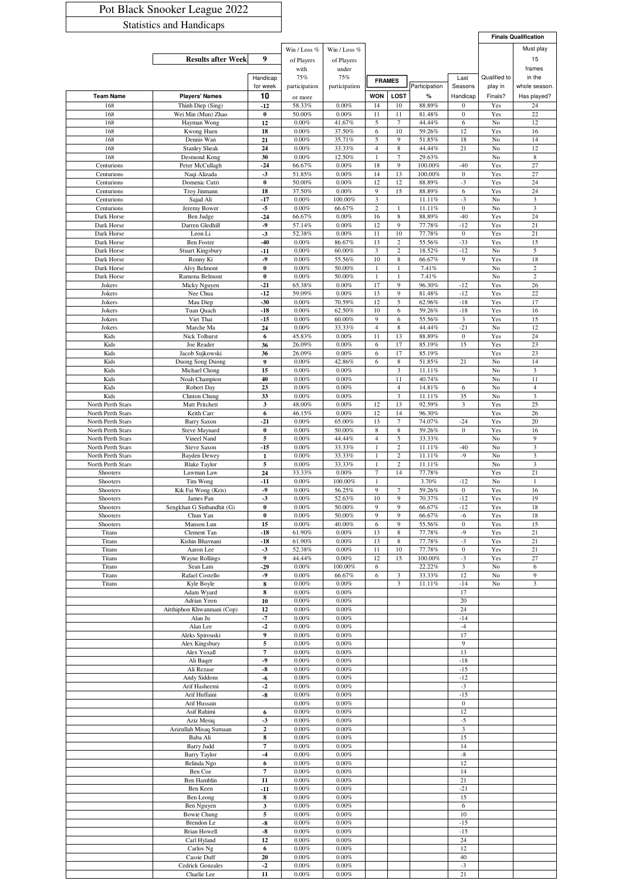# Pot Black Snooker League 2022

## Statistics and Handicaps

| Team Name | Players' Names | Handicap for week | Win / Loss % of Players with 75% participation or more | Win / Loss % of Players under 75% participation | FRAMES WON | FRAMES LOST | Participation % | Last Seasons Handicap | Finals Qualification: Qualified to play in Finals? | Finals Qualification: Must play 15 frames in the whole season. Has played? |
|---|---|---|---|---|---|---|---|---|---|---|
| | Results after Week 9 | 10 | | | | | | | | |
| 168 | Thinh Diep (Sing) | -12 | 58.33% | 0.00% | 14 | 10 | 88.89% | 0 | Yes | 24 |
| 168 | Wei Min (Mun) Zhao | 0 | 50.00% | 0.00% | 11 | 11 | 81.48% | 0 | Yes | 22 |
| 168 | Hayman Wong | 12 | 0.00% | 41.67% | 5 | 7 | 44.44% | 6 | No | 12 |
| 168 | Kwong Huen | 18 | 0.00% | 37.50% | 6 | 10 | 59.26% | 12 | Yes | 16 |
| 168 | Dennis Wan | 21 | 0.00% | 35.71% | 5 | 9 | 51.85% | 18 | No | 14 |
| 168 | Stanley Sheak | 24 | 0.00% | 33.33% | 4 | 8 | 44.44% | 21 | No | 12 |
| 168 | Desmond Kong | 30 | 0.00% | 12.50% | 1 | 7 | 29.63% | | No | 8 |
| Centurions | Peter McCullagh | -24 | 66.67% | 0.00% | 18 | 9 | 100.00% | -40 | Yes | 27 |
| Centurions | Naqi Alizada | -3 | 51.85% | 0.00% | 14 | 13 | 100.00% | 0 | Yes | 27 |
| Centurions | Domenic Cutri | 0 | 50.00% | 0.00% | 12 | 12 | 88.89% | -3 | Yes | 24 |
| Centurions | Troy Jinmann | 18 | 37.50% | 0.00% | 9 | 15 | 88.89% | 6 | Yes | 24 |
| Centurions | Sajad Ali | -17 | 0.00% | 100.00% | 3 | | 11.11% | -3 | No | 3 |
| Centurions | Jeremy Bower | -5 | 0.00% | 66.67% | 2 | 1 | 11.11% | 0 | No | 3 |
| Dark Horse | Ben Judge | -24 | 66.67% | 0.00% | 16 | 8 | 88.89% | -40 | Yes | 24 |
| Dark Horse | Darren Gledhill | -9 | 57.14% | 0.00% | 12 | 9 | 77.78% | -12 | Yes | 21 |
| Dark Horse | Leon Li | -3 | 52.38% | 0.00% | 11 | 10 | 77.78% | 0 | Yes | 21 |
| Dark Horse | Ben Foster | -40 | 0.00% | 86.67% | 13 | 2 | 55.56% | -33 | Yes | 15 |
| Dark Horse | Stuart Kingsbury | -11 | 0.00% | 60.00% | 3 | 2 | 18.52% | -12 | No | 5 |
| Dark Horse | Ronny Ki | -9 | 0.00% | 55.56% | 10 | 8 | 66.67% | 9 | Yes | 18 |
| Dark Horse | Alvy Belmont | 0 | 0.00% | 50.00% | 1 | 1 | 7.41% | | No | 2 |
| Dark Horse | Ramona Belmont | 0 | 0.00% | 50.00% | 1 | 1 | 7.41% | | No | 2 |
| Jokers | Micky Nguyen | -21 | 65.38% | 0.00% | 17 | 9 | 96.30% | -12 | Yes | 26 |
| Jokers | Nee Chua | -12 | 59.09% | 0.00% | 13 | 9 | 81.48% | -12 | Yes | 22 |
| Jokers | Mau Diep | -30 | 0.00% | 70.59% | 12 | 5 | 62.96% | -18 | Yes | 17 |
| Jokers | Tuan Quach | -18 | 0.00% | 62.50% | 10 | 6 | 59.26% | -18 | Yes | 16 |
| Jokers | Viet Thai | -15 | 0.00% | 60.00% | 9 | 6 | 55.56% | 3 | Yes | 15 |
| Jokers | Marche Ma | 24 | 0.00% | 33.33% | 4 | 8 | 44.44% | -21 | No | 12 |
| Kids | Nick Tolhurst | 6 | 45.83% | 0.00% | 11 | 13 | 88.89% | 0 | Yes | 24 |
| Kids | Joe Reader | 36 | 26.09% | 0.00% | 6 | 17 | 85.19% | 15 | Yes | 23 |
| Kids | Jacob Sujkowski | 36 | 26.09% | 0.00% | 6 | 17 | 85.19% | | Yes | 23 |
| Kids | Duong Song Duong | 9 | 0.00% | 42.86% | 6 | 8 | 51.85% | 21 | No | 14 |
| Kids | Michael Chong | 15 | 0.00% | 0.00% | | 3 | 11.11% | | No | 3 |
| Kids | Noah Champion | 40 | 0.00% | 0.00% | | 11 | 40.74% | | No | 11 |
| Kids | Robert Day | 23 | 0.00% | 0.00% | | 4 | 14.81% | 6 | No | 4 |
| Kids | Clinton Chung | 33 | 0.00% | 0.00% | | 3 | 11.11% | 35 | No | 3 |
| North Perth Stars | Matt Pritchett | 3 | 48.00% | 0.00% | 12 | 13 | 92.59% | 3 | Yes | 25 |
| North Perth Stars | Keith Carr | 6 | 46.15% | 0.00% | 12 | 14 | 96.30% | | Yes | 26 |
| North Perth Stars | Barry Saxon | -21 | 0.00% | 65.00% | 13 | 7 | 74.07% | -24 | Yes | 20 |
| North Perth Stars | Steve Maynard | 0 | 0.00% | 50.00% | 8 | 8 | 59.26% | 0 | Yes | 16 |
| North Perth Stars | Vineel Nand | 5 | 0.00% | 44.44% | 4 | 5 | 33.33% | | No | 9 |
| North Perth Stars | Steve Saxon | -15 | 0.00% | 33.33% | 1 | 2 | 11.11% | -40 | No | 3 |
| North Perth Stars | Bayden Dewey | 1 | 0.00% | 33.33% | 1 | 2 | 11.11% | -9 | No | 3 |
| North Perth Stars | Blake Taylor | 5 | 0.00% | 33.33% | 1 | 2 | 11.11% | | No | 3 |
| Shooters | Lawman Law | 24 | 33.33% | 0.00% | 7 | 14 | 77.78% | | Yes | 21 |
| Shooters | Tim Wong | -11 | 0.00% | 100.00% | 1 | | 3.70% | -12 | No | 1 |
| Shooters | Kik Fai Wong (Kris) | -9 | 0.00% | 56.25% | 9 | 7 | 59.26% | 0 | Yes | 16 |
| Shooters | James Pan | -3 | 0.00% | 52.63% | 10 | 9 | 70.37% | -12 | Yes | 19 |
| Shooters | Sengkhan G Sinbandhit (G) | 0 | 0.00% | 50.00% | 9 | 9 | 66.67% | -12 | Yes | 18 |
| Shooters | Chun Yan | 0 | 0.00% | 50.00% | 9 | 9 | 66.67% | -6 | Yes | 18 |
| Shooters | Manson Lun | 15 | 0.00% | 40.00% | 6 | 9 | 55.56% | 0 | Yes | 15 |
| Titans | Clement Tan | -18 | 61.90% | 0.00% | 13 | 8 | 77.78% | -9 | Yes | 21 |
| Titans | Kishin Bhavnani | -18 | 61.90% | 0.00% | 13 | 8 | 77.78% | -3 | Yes | 21 |
| Titans | Aaron Lee | -3 | 52.38% | 0.00% | 11 | 10 | 77.78% | 0 | Yes | 21 |
| Titans | Wayne Rollings | 9 | 44.44% | 0.00% | 12 | 15 | 100.00% | -3 | Yes | 27 |
| Titans | Sean Lam | -29 | 0.00% | 100.00% | 6 | | 22.22% | 3 | No | 6 |
| Titans | Rafael Costello | -9 | 0.00% | 66.67% | 6 | 3 | 33.33% | 12 | No | 9 |
| Titans | Kyle Boyle | 8 | 0.00% | 0.00% | | 3 | 11.11% | -14 | No | 3 |
| | Adam Wyard | 8 | 0.00% | 0.00% | | | | 17 | | |
| | Adrian Yeon | 10 | 0.00% | 0.00% | | | | 20 | | |
| | Aitthiphon Khwanmani (Cop) | 12 | 0.00% | 0.00% | | | | 24 | | |
| | Alan Ju | -7 | 0.00% | 0.00% | | | | -14 | | |
| | Alan Lee | -2 | 0.00% | 0.00% | | | | -4 | | |
| | Aleks Spirouski | 9 | 0.00% | 0.00% | | | | 17 | | |
| | Alex Kingsbury | 5 | 0.00% | 0.00% | | | | 9 | | |
| | Alex Yoxall | 7 | 0.00% | 0.00% | | | | 13 | | |
| | Ali Baqer | -9 | 0.00% | 0.00% | | | | -18 | | |
| | Ali Rezase | -8 | 0.00% | 0.00% | | | | -15 | | |
| | Andy Siddons | -6 | 0.00% | 0.00% | | | | -12 | | |
| | Arif Hasheemi | -2 | 0.00% | 0.00% | | | | -3 | | |
| | Arif Huffaini | -8 | 0.00% | 0.00% | | | | -15 | | |
| | Arif Hussain | | 0.00% | 0.00% | | | | 0 | | |
| | Asif Rahimi | 6 | 0.00% | 0.00% | | | | 12 | | |
| | Aziz Mesiq | -3 | 0.00% | 0.00% | | | | -5 | | |
| | Azizullah Misaq Sumaan | 2 | 0.00% | 0.00% | | | | 3 | | |
| | Baba Ali | 8 | 0.00% | 0.00% | | | | 15 | | |
| | Barry Judd | 7 | 0.00% | 0.00% | | | | 14 | | |
| | Barry Taylor | -4 | 0.00% | 0.00% | | | | -8 | | |
| | Belinda Ngo | 6 | 0.00% | 0.00% | | | | 12 | | |
| | Ben Coe | 7 | 0.00% | 0.00% | | | | 14 | | |
| | Ben Hamblin | 11 | 0.00% | 0.00% | | | | 21 | | |
| | Ben Keen | -11 | 0.00% | 0.00% | | | | -21 | | |
| | Ben Leong | 8 | 0.00% | 0.00% | | | | 15 | | |
| | Ben Nguyen | 3 | 0.00% | 0.00% | | | | 6 | | |
| | Bowie Chung | 5 | 0.00% | 0.00% | | | | 10 | | |
| | Brendon Le | -8 | 0.00% | 0.00% | | | | -15 | | |
| | Brian Howell | -8 | 0.00% | 0.00% | | | | -15 | | |
| | Carl Hyland | 12 | 0.00% | 0.00% | | | | 24 | | |
| | Carlos Ng | 6 | 0.00% | 0.00% | | | | 12 | | |
| | Cassie Duff | 20 | 0.00% | 0.00% | | | | 40 | | |
| | Cedrick Gonzales | -2 | 0.00% | 0.00% | | | | -3 | | |
| | Charlie Lee | 11 | 0.00% | 0.00% | | | | 21 | | |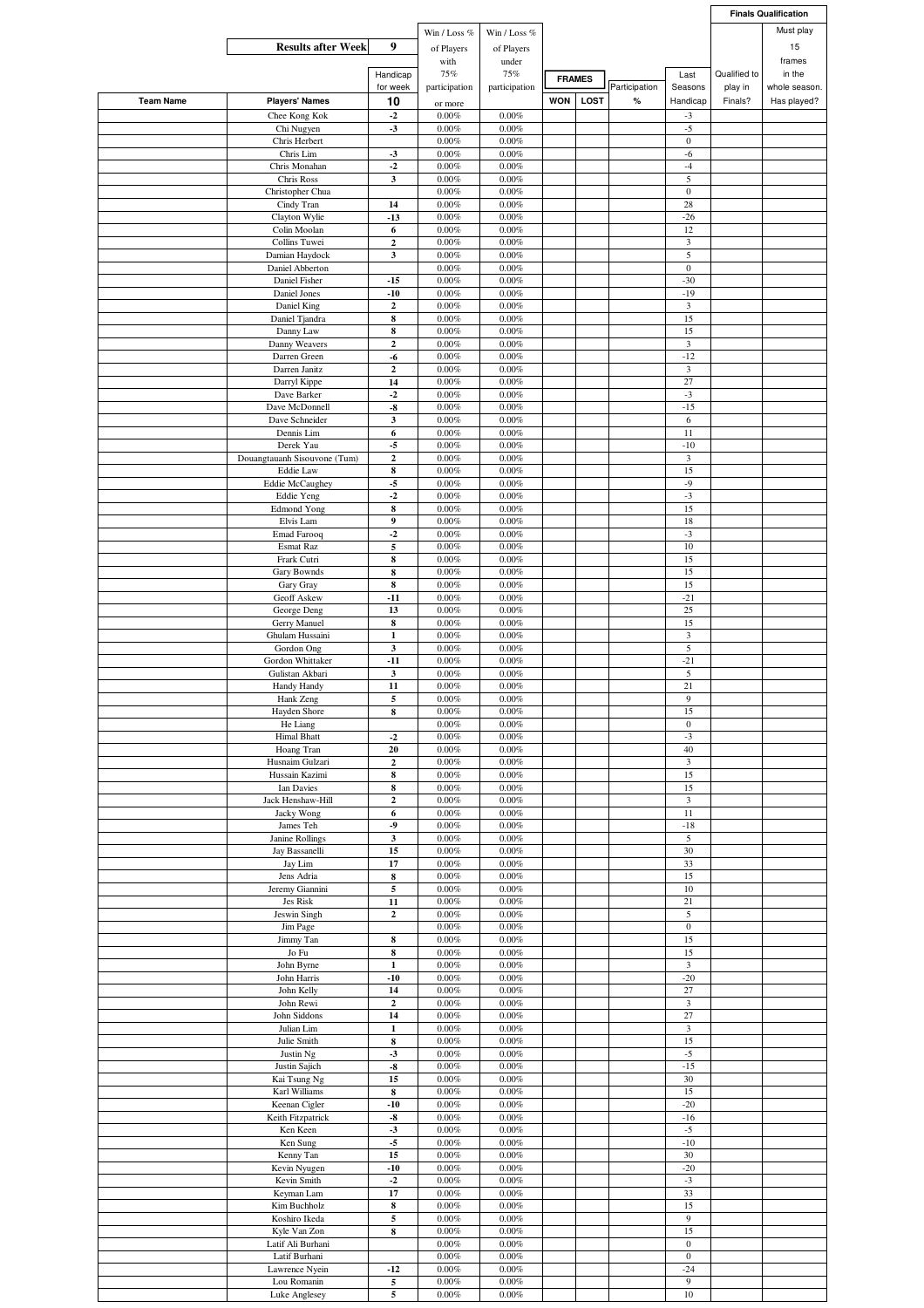| | | | | | | | | | | Finals Qualification |
|---|---|---|---|---|---|---|---|---|---|---|
| | Results after Week | 9 | Win / Loss % of Players with 75% participation or more | Win / Loss % of Players under 75% participation | FRAMES | | | | | Must play 15 frames in the whole season. |
| Team Name | Players' Names | Handicap for week 10 | | | WON | LOST | Participation % | Last Seasons Handicap | Qualified to play in Finals? | Has played? |
| | Chee Kong Kok | -2 | 0.00% | 0.00% | | | | -3 | | |
| | Chi Nugyen | -3 | 0.00% | 0.00% | | | | -5 | | |
| | Chris Herbert | | 0.00% | 0.00% | | | | 0 | | |
| | Chris Lim | -3 | 0.00% | 0.00% | | | | -6 | | |
| | Chris Monahan | -2 | 0.00% | 0.00% | | | | -4 | | |
| | Chris Ross | 3 | 0.00% | 0.00% | | | | 5 | | |
| | Christopher Chua | | 0.00% | 0.00% | | | | 0 | | |
| | Cindy Tran | 14 | 0.00% | 0.00% | | | | 28 | | |
| | Clayton Wylie | -13 | 0.00% | 0.00% | | | | -26 | | |
| | Colin Moolan | 6 | 0.00% | 0.00% | | | | 12 | | |
| | Collins Tuwei | 2 | 0.00% | 0.00% | | | | 3 | | |
| | Damian Haydock | 3 | 0.00% | 0.00% | | | | 5 | | |
| | Daniel Abberton | | 0.00% | 0.00% | | | | 0 | | |
| | Daniel Fisher | -15 | 0.00% | 0.00% | | | | -30 | | |
| | Daniel Jones | -10 | 0.00% | 0.00% | | | | -19 | | |
| | Daniel King | 2 | 0.00% | 0.00% | | | | 3 | | |
| | Daniel Tjandra | 8 | 0.00% | 0.00% | | | | 15 | | |
| | Danny Law | 8 | 0.00% | 0.00% | | | | 15 | | |
| | Danny Weavers | 2 | 0.00% | 0.00% | | | | 3 | | |
| | Darren Green | -6 | 0.00% | 0.00% | | | | -12 | | |
| | Darren Janitz | 2 | 0.00% | 0.00% | | | | 3 | | |
| | Darryl Kippe | 14 | 0.00% | 0.00% | | | | 27 | | |
| | Dave Barker | -2 | 0.00% | 0.00% | | | | -3 | | |
| | Dave McDonnell | -8 | 0.00% | 0.00% | | | | -15 | | |
| | Dave Schneider | 3 | 0.00% | 0.00% | | | | 6 | | |
| | Dennis Lim | 6 | 0.00% | 0.00% | | | | 11 | | |
| | Derek Yau | -5 | 0.00% | 0.00% | | | | -10 | | |
| | Douangtauanh Sisouvone (Tum) | 2 | 0.00% | 0.00% | | | | 3 | | |
| | Eddie Law | 8 | 0.00% | 0.00% | | | | 15 | | |
| | Eddie McCaughey | -5 | 0.00% | 0.00% | | | | -9 | | |
| | Eddie Yeng | -2 | 0.00% | 0.00% | | | | -3 | | |
| | Edmond Yong | 8 | 0.00% | 0.00% | | | | 15 | | |
| | Elvis Lam | 9 | 0.00% | 0.00% | | | | 18 | | |
| | Emad Farooq | -2 | 0.00% | 0.00% | | | | -3 | | |
| | Esmat Raz | 5 | 0.00% | 0.00% | | | | 10 | | |
| | Frark Cutri | 8 | 0.00% | 0.00% | | | | 15 | | |
| | Gary Bownds | 8 | 0.00% | 0.00% | | | | 15 | | |
| | Gary Gray | 8 | 0.00% | 0.00% | | | | 15 | | |
| | Geoff Askew | -11 | 0.00% | 0.00% | | | | -21 | | |
| | George Deng | 13 | 0.00% | 0.00% | | | | 25 | | |
| | Gerry Manuel | 8 | 0.00% | 0.00% | | | | 15 | | |
| | Ghulam Hussaini | 1 | 0.00% | 0.00% | | | | 3 | | |
| | Gordon Ong | 3 | 0.00% | 0.00% | | | | 5 | | |
| | Gordon Whittaker | -11 | 0.00% | 0.00% | | | | -21 | | |
| | Gulistan Akbari | 3 | 0.00% | 0.00% | | | | 5 | | |
| | Handy Handy | 11 | 0.00% | 0.00% | | | | 21 | | |
| | Hank Zeng | 5 | 0.00% | 0.00% | | | | 9 | | |
| | Hayden Shore | 8 | 0.00% | 0.00% | | | | 15 | | |
| | He Liang | | 0.00% | 0.00% | | | | 0 | | |
| | Himal Bhatt | -2 | 0.00% | 0.00% | | | | -3 | | |
| | Hoang Tran | 20 | 0.00% | 0.00% | | | | 40 | | |
| | Husnaim Gulzari | 2 | 0.00% | 0.00% | | | | 3 | | |
| | Hussain Kazimi | 8 | 0.00% | 0.00% | | | | 15 | | |
| | Ian Davies | 8 | 0.00% | 0.00% | | | | 15 | | |
| | Jack Henshaw-Hill | 2 | 0.00% | 0.00% | | | | 3 | | |
| | Jacky Wong | 6 | 0.00% | 0.00% | | | | 11 | | |
| | James Teh | -9 | 0.00% | 0.00% | | | | -18 | | |
| | Janine Rollings | 3 | 0.00% | 0.00% | | | | 5 | | |
| | Jay Bassanelli | 15 | 0.00% | 0.00% | | | | 30 | | |
| | Jay Lim | 17 | 0.00% | 0.00% | | | | 33 | | |
| | Jens Adria | 8 | 0.00% | 0.00% | | | | 15 | | |
| | Jeremy Giannini | 5 | 0.00% | 0.00% | | | | 10 | | |
| | Jes Risk | 11 | 0.00% | 0.00% | | | | 21 | | |
| | Jeswin Singh | 2 | 0.00% | 0.00% | | | | 5 | | |
| | Jim Page | | 0.00% | 0.00% | | | | 0 | | |
| | Jimmy Tan | 8 | 0.00% | 0.00% | | | | 15 | | |
| | Jo Fu | 8 | 0.00% | 0.00% | | | | 15 | | |
| | John Byrne | 1 | 0.00% | 0.00% | | | | 3 | | |
| | John Harris | -10 | 0.00% | 0.00% | | | | -20 | | |
| | John Kelly | 14 | 0.00% | 0.00% | | | | 27 | | |
| | John Rewi | 2 | 0.00% | 0.00% | | | | 3 | | |
| | John Siddons | 14 | 0.00% | 0.00% | | | | 27 | | |
| | Julian Lim | 1 | 0.00% | 0.00% | | | | 3 | | |
| | Julie Smith | 8 | 0.00% | 0.00% | | | | 15 | | |
| | Justin Ng | -3 | 0.00% | 0.00% | | | | -5 | | |
| | Justin Sajich | -8 | 0.00% | 0.00% | | | | -15 | | |
| | Kai Tsung Ng | 15 | 0.00% | 0.00% | | | | 30 | | |
| | Karl Williams | 8 | 0.00% | 0.00% | | | | 15 | | |
| | Keenan Cigler | -10 | 0.00% | 0.00% | | | | -20 | | |
| | Keith Fitzpatrick | -8 | 0.00% | 0.00% | | | | -16 | | |
| | Ken Keen | -3 | 0.00% | 0.00% | | | | -5 | | |
| | Ken Sung | -5 | 0.00% | 0.00% | | | | -10 | | |
| | Kenny Tan | 15 | 0.00% | 0.00% | | | | 30 | | |
| | Kevin Nyugen | -10 | 0.00% | 0.00% | | | | -20 | | |
| | Kevin Smith | -2 | 0.00% | 0.00% | | | | -3 | | |
| | Keyman Lam | 17 | 0.00% | 0.00% | | | | 33 | | |
| | Kim Buchholz | 8 | 0.00% | 0.00% | | | | 15 | | |
| | Koshiro Ikeda | 5 | 0.00% | 0.00% | | | | 9 | | |
| | Kyle Van Zon | 8 | 0.00% | 0.00% | | | | 15 | | |
| | Latif Ali Burhani | | 0.00% | 0.00% | | | | 0 | | |
| | Latif Burhani | | 0.00% | 0.00% | | | | 0 | | |
| | Lawrence Nyein | -12 | 0.00% | 0.00% | | | | -24 | | |
| | Lou Romanin | 5 | 0.00% | 0.00% | | | | 9 | | |
| | Luke Anglesey | 5 | 0.00% | 0.00% | | | | 10 | | |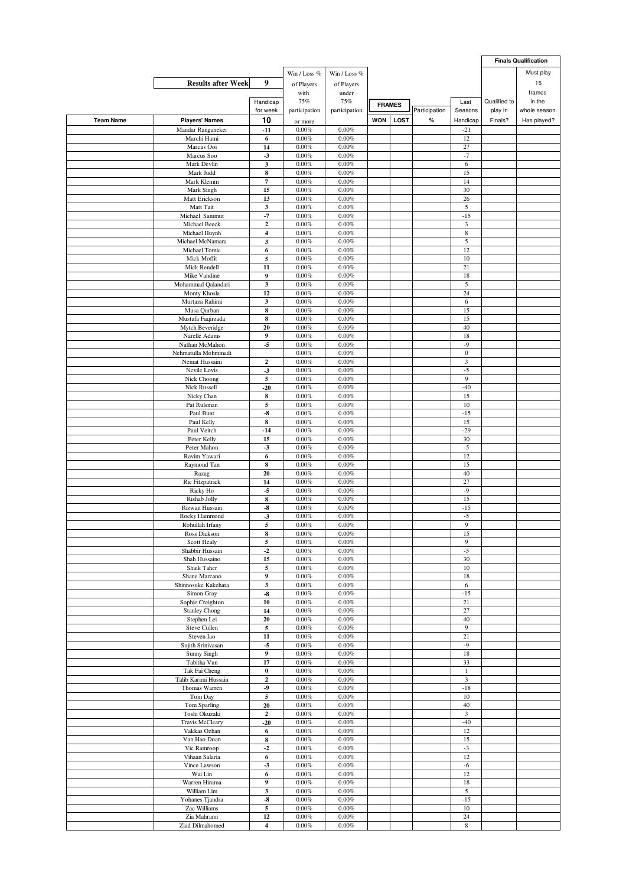| | | | | | | | | | | | Finals Qualification |
|---|---|---|---|---|---|---|---|---|---|---|---|
| | | | Win / Loss % | Win / Loss % | | | | | | | Must play |
| | Results after Week | 9 | of Players | of Players | | | | | | | 15 |
| | | | with | under | | | | | | | frames |
| | | Handicap | 75% | 75% | FRAMES | | | Last | | Qualified to | in the |
| | | for week | participation | participation | | | Participation | Seasons | | play in | whole season. |
| Team Name | Players' Names | 10 | or more | | WON | LOST | % | Handicap | | Finals? | Has played? |
| | Mandar Ranganeker | -11 | 0.00% | 0.00% | | | | -21 | | | |
| | Marchi Hami | 6 | 0.00% | 0.00% | | | | 12 | | | |
| | Marcus Ooi | 14 | 0.00% | 0.00% | | | | 27 | | | |
| | Marcus Soo | -3 | 0.00% | 0.00% | | | | -7 | | | |
| | Mark Devlin | 3 | 0.00% | 0.00% | | | | 6 | | | |
| | Mark Judd | 8 | 0.00% | 0.00% | | | | 15 | | | |
| | Mark Klemm | 7 | 0.00% | 0.00% | | | | 14 | | | |
| | Mark Singh | 15 | 0.00% | 0.00% | | | | 30 | | | |
| | Matt Erickson | 13 | 0.00% | 0.00% | | | | 26 | | | |
| | Matt Tait | 3 | 0.00% | 0.00% | | | | 5 | | | |
| | Michael Sammut | -7 | 0.00% | 0.00% | | | | -15 | | | |
| | Michael Beeck | 2 | 0.00% | 0.00% | | | | 3 | | | |
| | Michael Huynh | 4 | 0.00% | 0.00% | | | | 8 | | | |
| | Michael McNamara | 3 | 0.00% | 0.00% | | | | 5 | | | |
| | Michael Tomic | 6 | 0.00% | 0.00% | | | | 12 | | | |
| | Mick Moffit | 5 | 0.00% | 0.00% | | | | 10 | | | |
| | Mick Rendell | 11 | 0.00% | 0.00% | | | | 21 | | | |
| | Mike Vandine | 9 | 0.00% | 0.00% | | | | 18 | | | |
| | Mohammad Qalandari | 3 | 0.00% | 0.00% | | | | 5 | | | |
| | Monty Khosla | 12 | 0.00% | 0.00% | | | | 24 | | | |
| | Murtaza Rahimi | 3 | 0.00% | 0.00% | | | | 6 | | | |
| | Musa Qurban | 8 | 0.00% | 0.00% | | | | 15 | | | |
| | Mustafa Faqirzada | 8 | 0.00% | 0.00% | | | | 15 | | | |
| | Mytch Beveridge | 20 | 0.00% | 0.00% | | | | 40 | | | |
| | Narelle Adams | 9 | 0.00% | 0.00% | | | | 18 | | | |
| | Nathan McMahon | -5 | 0.00% | 0.00% | | | | -9 | | | |
| | Nehmatulla Mohmmadi | | 0.00% | 0.00% | | | | 0 | | | |
| | Nemat Hussaini | 2 | 0.00% | 0.00% | | | | 3 | | | |
| | Nevile Lovis | -3 | 0.00% | 0.00% | | | | -5 | | | |
| | Nick Choong | 5 | 0.00% | 0.00% | | | | 9 | | | |
| | Nick Russell | -20 | 0.00% | 0.00% | | | | -40 | | | |
| | Nicky Chan | 8 | 0.00% | 0.00% | | | | 15 | | | |
| | Pat Rulsman | 5 | 0.00% | 0.00% | | | | 10 | | | |
| | Paul Bunt | -8 | 0.00% | 0.00% | | | | -15 | | | |
| | Paul Kelly | 8 | 0.00% | 0.00% | | | | 15 | | | |
| | Paul Veitch | -14 | 0.00% | 0.00% | | | | -29 | | | |
| | Peter Kelly | 15 | 0.00% | 0.00% | | | | 30 | | | |
| | Peter Mahon | -3 | 0.00% | 0.00% | | | | -5 | | | |
| | Ravim Yawari | 6 | 0.00% | 0.00% | | | | 12 | | | |
| | Raymond Tan | 8 | 0.00% | 0.00% | | | | 15 | | | |
| | Razag | 20 | 0.00% | 0.00% | | | | 40 | | | |
| | Ric Fitzpatrick | 14 | 0.00% | 0.00% | | | | 27 | | | |
| | Ricky Ho | -5 | 0.00% | 0.00% | | | | -9 | | | |
| | Rishab Jolly | 8 | 0.00% | 0.00% | | | | 15 | | | |
| | Rizwan Hussain | -8 | 0.00% | 0.00% | | | | -15 | | | |
| | Rocky Hammond | -3 | 0.00% | 0.00% | | | | -5 | | | |
| | Rohullah Irfany | 5 | 0.00% | 0.00% | | | | 9 | | | |
| | Ross Dickson | 8 | 0.00% | 0.00% | | | | 15 | | | |
| | Scott Healy | 5 | 0.00% | 0.00% | | | | 9 | | | |
| | Shabbir Hussain | -2 | 0.00% | 0.00% | | | | -5 | | | |
| | Shah Hussaino | 15 | 0.00% | 0.00% | | | | 30 | | | |
| | Shaik Taher | 5 | 0.00% | 0.00% | | | | 10 | | | |
| | Shane Marcano | 9 | 0.00% | 0.00% | | | | 18 | | | |
| | Shinnosuke Kakehata | 3 | 0.00% | 0.00% | | | | 6 | | | |
| | Simon Gray | -8 | 0.00% | 0.00% | | | | -15 | | | |
| | Sophie Creighton | 10 | 0.00% | 0.00% | | | | 21 | | | |
| | Stanley Chong | 14 | 0.00% | 0.00% | | | | 27 | | | |
| | Stephen Lei | 20 | 0.00% | 0.00% | | | | 40 | | | |
| | Steve Cullen | 5 | 0.00% | 0.00% | | | | 9 | | | |
| | Steven Iao | 11 | 0.00% | 0.00% | | | | 21 | | | |
| | Sujith Srinivasan | -5 | 0.00% | 0.00% | | | | -9 | | | |
| | Sunny Singh | 9 | 0.00% | 0.00% | | | | 18 | | | |
| | Tabitha Vun | 17 | 0.00% | 0.00% | | | | 33 | | | |
| | Tak Fai Cheng | 0 | 0.00% | 0.00% | | | | 1 | | | |
| | Talib Karimi Hussain | 2 | 0.00% | 0.00% | | | | 3 | | | |
| | Thomas Warren | -9 | 0.00% | 0.00% | | | | -18 | | | |
| | Tom Day | 5 | 0.00% | 0.00% | | | | 10 | | | |
| | Tom Sparling | 20 | 0.00% | 0.00% | | | | 40 | | | |
| | Toshi Okuzaki | 2 | 0.00% | 0.00% | | | | 3 | | | |
| | Travis McCleary | -20 | 0.00% | 0.00% | | | | -40 | | | |
| | Vakkas Ozhan | 6 | 0.00% | 0.00% | | | | 12 | | | |
| | Van Hao Doan | 8 | 0.00% | 0.00% | | | | 15 | | | |
| | Vic Ramroop | -2 | 0.00% | 0.00% | | | | -3 | | | |
| | Vihaan Salaria | 6 | 0.00% | 0.00% | | | | 12 | | | |
| | Vince Lawson | -3 | 0.00% | 0.00% | | | | -6 | | | |
| | Wai Lin | 6 | 0.00% | 0.00% | | | | 12 | | | |
| | Warren Hirama | 9 | 0.00% | 0.00% | | | | 18 | | | |
| | William Lim | 3 | 0.00% | 0.00% | | | | 5 | | | |
| | Yohanes Tjandra | -8 | 0.00% | 0.00% | | | | -15 | | | |
| | Zac Williams | 5 | 0.00% | 0.00% | | | | 10 | | | |
| | Zia Mahrami | 12 | 0.00% | 0.00% | | | | 24 | | | |
| | Ziad Dilmahomed | 4 | 0.00% | 0.00% | | | | 8 | | | |